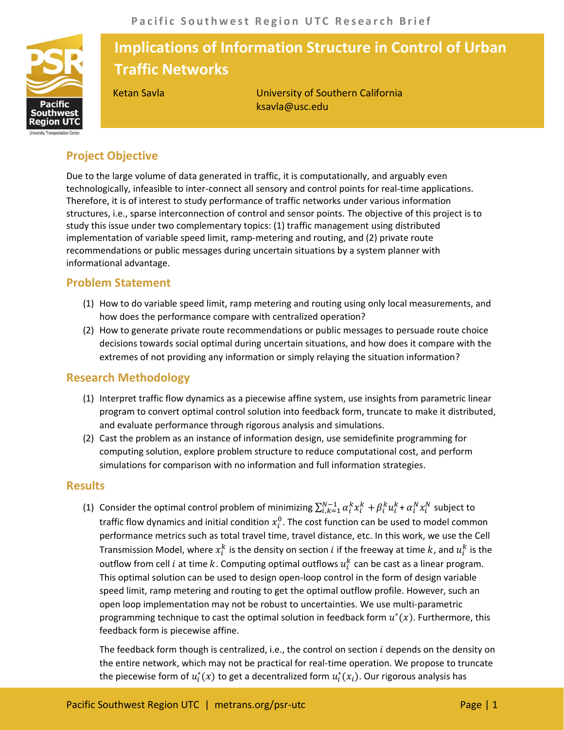# Implications of Information Structure in Control of Urban Traffic Networks

Ketan Savla | University of Southern California
ksavla@usc.edu

## Project Objective

Due to the large volume of data generated in traffic, it is computationally, and arguably even technologically, infeasible to inter-connect all sensory and control points for real-time applications. Therefore, it is of interest to study performance of traffic networks under various information structures, i.e., sparse interconnection of control and sensor points. The objective of this project is to study this issue under two complementary topics: (1) traffic management using distributed implementation of variable speed limit, ramp-metering and routing, and (2) private route recommendations or public messages during uncertain situations by a system planner with informational advantage.

## Problem Statement

1. How to do variable speed limit, ramp metering and routing using only local measurements, and how does the performance compare with centralized operation?
2. How to generate private route recommendations or public messages to persuade route choice decisions towards social optimal during uncertain situations, and how does it compare with the extremes of not providing any information or simply relaying the situation information?

## Research Methodology

1. Interpret traffic flow dynamics as a piecewise affine system, use insights from parametric linear program to convert optimal control solution into feedback form, truncate to make it distributed, and evaluate performance through rigorous analysis and simulations.
2. Cast the problem as an instance of information design, use semidefinite programming for computing solution, explore problem structure to reduce computational cost, and perform simulations for comparison with no information and full information strategies.

## Results

1. Consider the optimal control problem of minimizing $\sum_{i,k=1}^{N-1} \alpha_i^k x_i^k + \beta_i^k u_i^k + \alpha_i^N x_i^N$ subject to traffic flow dynamics and initial condition $x_i^0$. The cost function can be used to model common performance metrics such as total travel time, travel distance, etc. In this work, we use the Cell Transmission Model, where $x_i^k$ is the density on section $i$ if the freeway at time $k$, and $u_i^k$ is the outflow from cell $i$ at time $k$. Computing optimal outflows $u_i^k$ can be cast as a linear program. This optimal solution can be used to design open-loop control in the form of design variable speed limit, ramp metering and routing to get the optimal outflow profile. However, such an open loop implementation may not be robust to uncertainties. We use multi-parametric programming technique to cast the optimal solution in feedback form $u^*(x)$. Furthermore, this feedback form is piecewise affine.

   The feedback form though is centralized, i.e., the control on section $i$ depends on the density on the entire network, which may not be practical for real-time operation. We propose to truncate the piecewise form of $u_i^*(x)$ to get a decentralized form $u_i^*(x_i)$. Our rigorous analysis has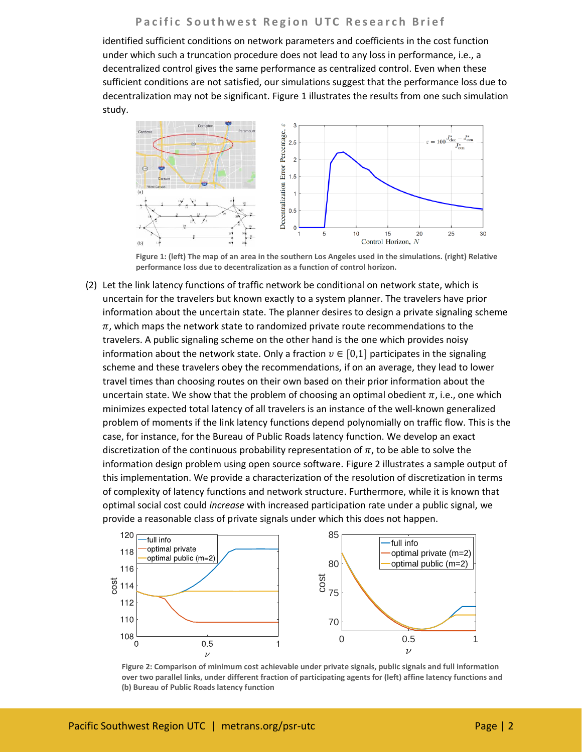identified sufficient conditions on network parameters and coefficients in the cost function under which such a truncation procedure does not lead to any loss in performance, i.e., a decentralized control gives the same performance as centralized control. Even when these sufficient conditions are not satisfied, our simulations suggest that the performance loss due to decentralization may not be significant. Figure 1 illustrates the results from one such simulation study.

Compton
Gardena
Paramount
Carson
West Carson
(a)
(b)

Decentralization Error Percentage, $\varepsilon$
3
2.5
2
1.5
1
0.5
0
1
5
10
15
20
25
30
Control Horizon, $N$
$\varepsilon = 100\frac{J^*_{\text{dec}} - J^*_{\text{cen}}}{J^*_{\text{cen}}}$

**Figure 1: (left) The map of an area in the southern Los Angeles used in the simulations. (right) Relative performance loss due to decentralization as a function of control horizon.**

(2) Let the link latency functions of traffic network be conditional on network state, which is uncertain for the travelers but known exactly to a system planner. The travelers have prior information about the uncertain state. The planner desires to design a private signaling scheme $\pi$, which maps the network state to randomized private route recommendations to the travelers. A public signaling scheme on the other hand is the one which provides noisy information about the network state. Only a fraction $\upsilon \in [0,1]$ participates in the signaling scheme and these travelers obey the recommendations, if on an average, they lead to lower travel times than choosing routes on their own based on their prior information about the uncertain state. We show that the problem of choosing an optimal obedient $\pi$, i.e., one which minimizes expected total latency of all travelers is an instance of the well-known generalized problem of moments if the link latency functions depend polynomially on traffic flow. This is the case, for instance, for the Bureau of Public Roads latency function. We develop an exact discretization of the continuous probability representation of $\pi$, to be able to solve the information design problem using open source software. Figure 2 illustrates a sample output of this implementation. We provide a characterization of the resolution of discretization in terms of complexity of latency functions and network structure. Furthermore, while it is known that optimal social cost could *increase* with increased participation rate under a public signal, we provide a reasonable class of private signals under which this does not happen.

cost
120
118
116
114
112
110
108
0
0.5
1
$\nu$
full info
optimal private
optimal public (m=2)

cost
85
80
75
70
0
0.5
1
$\nu$
full info
optimal private (m=2)
optimal public (m=2)

**Figure 2: Comparison of minimum cost achievable under private signals, public signals and full information over two parallel links, under different fraction of participating agents for (left) affine latency functions and (b) Bureau of Public Roads latency function**